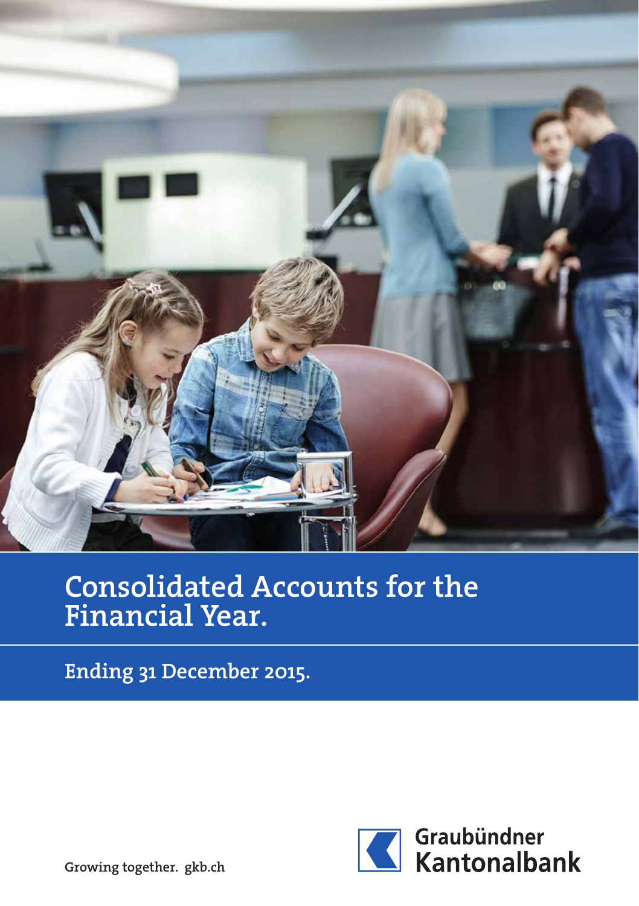# Consolidated Accounts for the Financial Year.

## Ending 31 December 2015.

Growing together. gkb.ch

Graubündner Kantonalbank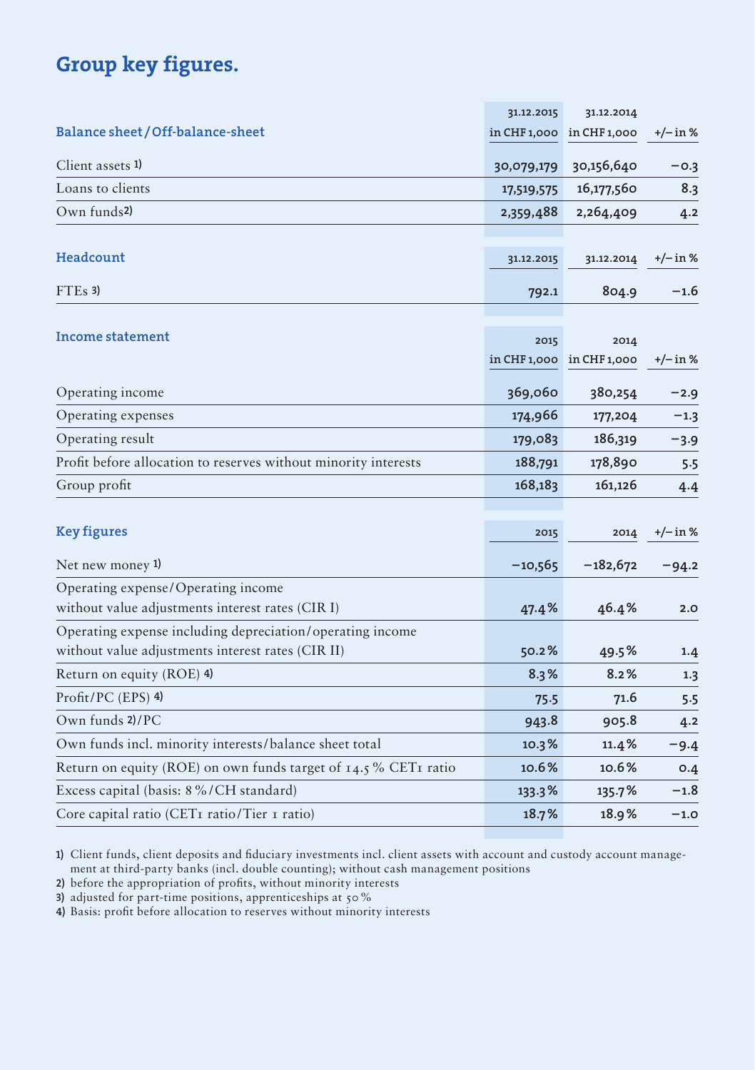# Group key figures.

| Balance sheet / Off-balance-sheet | 31.12.2015 in CHF 1,000 | 31.12.2014 in CHF 1,000 | +/– in % |
|---|---|---|---|
| Client assets 1) | 30,079,179 | 30,156,640 | –0.3 |
| Loans to clients | 17,519,575 | 16,177,560 | 8.3 |
| Own funds 2) | 2,359,488 | 2,264,409 | 4.2 |

| Headcount | 31.12.2015 | 31.12.2014 | +/– in % |
|---|---|---|---|
| FTEs 3) | 792.1 | 804.9 | –1.6 |

| Income statement | 2015 in CHF 1,000 | 2014 in CHF 1,000 | +/– in % |
|---|---|---|---|
| Operating income | 369,060 | 380,254 | –2.9 |
| Operating expenses | 174,966 | 177,204 | –1.3 |
| Operating result | 179,083 | 186,319 | –3.9 |
| Profit before allocation to reserves without minority interests | 188,791 | 178,890 | 5.5 |
| Group profit | 168,183 | 161,126 | 4.4 |

| Key figures | 2015 | 2014 | +/– in % |
|---|---|---|---|
| Net new money 1) | –10,565 | –182,672 | –94.2 |
| Operating expense / Operating income without value adjustments interest rates (CIR I) | 47.4 % | 46.4 % | 2.0 |
| Operating expense including depreciation / operating income without value adjustments interest rates (CIR II) | 50.2 % | 49.5 % | 1.4 |
| Return on equity (ROE) 4) | 8.3 % | 8.2 % | 1.3 |
| Profit / PC (EPS) 4) | 75.5 | 71.6 | 5.5 |
| Own funds 2) / PC | 943.8 | 905.8 | 4.2 |
| Own funds incl. minority interests / balance sheet total | 10.3 % | 11.4 % | –9.4 |
| Return on equity (ROE) on own funds target of 14.5 % CET1 ratio | 10.6 % | 10.6 % | 0.4 |
| Excess capital (basis: 8 % / CH standard) | 133.3 % | 135.7 % | –1.8 |
| Core capital ratio (CET1 ratio / Tier 1 ratio) | 18.7 % | 18.9 % | –1.0 |

1) Client funds, client deposits and fiduciary investments incl. client assets with account and custody account management at third-party banks (incl. double counting); without cash management positions
2) before the appropriation of profits, without minority interests
3) adjusted for part-time positions, apprenticeships at 50 %
4) Basis: profit before allocation to reserves without minority interests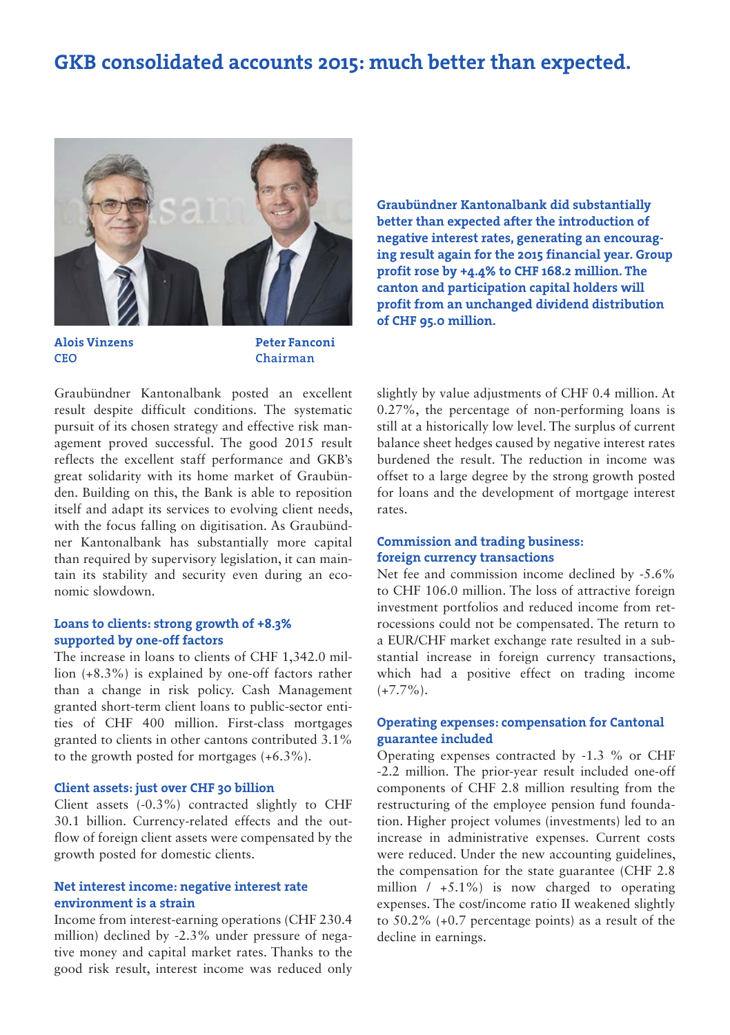# GKB consolidated accounts 2015: much better than expected.

**Alois Vinzens**
**CEO**

**Peter Fanconi**
**Chairman**

**Graubündner Kantonalbank did substantially better than expected after the introduction of negative interest rates, generating an encouraging result again for the 2015 financial year. Group profit rose by +4.4% to CHF 168.2 million. The canton and participation capital holders will profit from an unchanged dividend distribution of CHF 95.0 million.**

Graubündner Kantonalbank posted an excellent result despite difficult conditions. The systematic pursuit of its chosen strategy and effective risk management proved successful. The good 2015 result reflects the excellent staff performance and GKB's great solidarity with its home market of Graubünden. Building on this, the Bank is able to reposition itself and adapt its services to evolving client needs, with the focus falling on digitisation. As Graubündner Kantonalbank has substantially more capital than required by supervisory legislation, it can maintain its stability and security even during an economic slowdown.

### Loans to clients: strong growth of +8.3% supported by one-off factors

The increase in loans to clients of CHF 1,342.0 million (+8.3%) is explained by one-off factors rather than a change in risk policy. Cash Management granted short-term client loans to public-sector entities of CHF 400 million. First-class mortgages granted to clients in other cantons contributed 3.1% to the growth posted for mortgages (+6.3%).

### Client assets: just over CHF 30 billion

Client assets (-0.3%) contracted slightly to CHF 30.1 billion. Currency-related effects and the outflow of foreign client assets were compensated by the growth posted for domestic clients.

### Net interest income: negative interest rate environment is a strain

Income from interest-earning operations (CHF 230.4 million) declined by -2.3% under pressure of negative money and capital market rates. Thanks to the good risk result, interest income was reduced only slightly by value adjustments of CHF 0.4 million. At 0.27%, the percentage of non-performing loans is still at a historically low level. The surplus of current balance sheet hedges caused by negative interest rates burdened the result. The reduction in income was offset to a large degree by the strong growth posted for loans and the development of mortgage interest rates.

### Commission and trading business: foreign currency transactions

Net fee and commission income declined by -5.6% to CHF 106.0 million. The loss of attractive foreign investment portfolios and reduced income from retrocessions could not be compensated. The return to a EUR/CHF market exchange rate resulted in a substantial increase in foreign currency transactions, which had a positive effect on trading income (+7.7%).

### Operating expenses: compensation for Cantonal guarantee included

Operating expenses contracted by -1.3 % or CHF -2.2 million. The prior-year result included one-off components of CHF 2.8 million resulting from the restructuring of the employee pension fund foundation. Higher project volumes (investments) led to an increase in administrative expenses. Current costs were reduced. Under the new accounting guidelines, the compensation for the state guarantee (CHF 2.8 million / +5.1%) is now charged to operating expenses. The cost/income ratio II weakened slightly to 50.2% (+0.7 percentage points) as a result of the decline in earnings.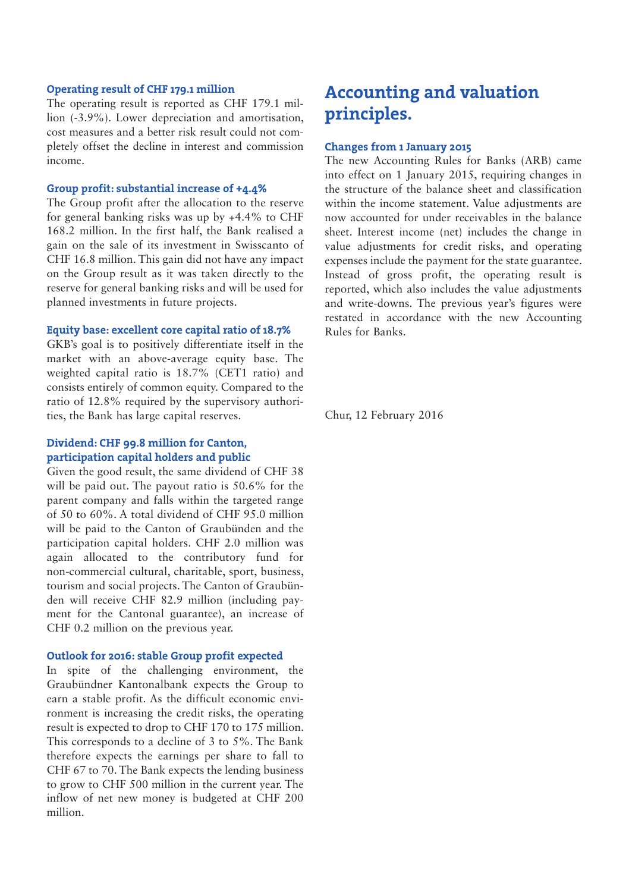#### Operating result of CHF 179.1 million

The operating result is reported as CHF 179.1 million (-3.9%). Lower depreciation and amortisation, cost measures and a better risk result could not completely offset the decline in interest and commission income.

#### Group profit: substantial increase of +4.4%

The Group profit after the allocation to the reserve for general banking risks was up by +4.4% to CHF 168.2 million. In the first half, the Bank realised a gain on the sale of its investment in Swisscanto of CHF 16.8 million. This gain did not have any impact on the Group result as it was taken directly to the reserve for general banking risks and will be used for planned investments in future projects.

#### Equity base: excellent core capital ratio of 18.7%

GKB's goal is to positively differentiate itself in the market with an above-average equity base. The weighted capital ratio is 18.7% (CET1 ratio) and consists entirely of common equity. Compared to the ratio of 12.8% required by the supervisory authorities, the Bank has large capital reserves.

#### Dividend: CHF 99.8 million for Canton, participation capital holders and public

Given the good result, the same dividend of CHF 38 will be paid out. The payout ratio is 50.6% for the parent company and falls within the targeted range of 50 to 60%. A total dividend of CHF 95.0 million will be paid to the Canton of Graubünden and the participation capital holders. CHF 2.0 million was again allocated to the contributory fund for non-commercial cultural, charitable, sport, business, tourism and social projects. The Canton of Graubünden will receive CHF 82.9 million (including payment for the Cantonal guarantee), an increase of CHF 0.2 million on the previous year.

#### Outlook for 2016: stable Group profit expected

In spite of the challenging environment, the Graubündner Kantonalbank expects the Group to earn a stable profit. As the difficult economic environment is increasing the credit risks, the operating result is expected to drop to CHF 170 to 175 million. This corresponds to a decline of 3 to 5%. The Bank therefore expects the earnings per share to fall to CHF 67 to 70. The Bank expects the lending business to grow to CHF 500 million in the current year. The inflow of net new money is budgeted at CHF 200 million.

# Accounting and valuation principles.

#### Changes from 1 January 2015

The new Accounting Rules for Banks (ARB) came into effect on 1 January 2015, requiring changes in the structure of the balance sheet and classification within the income statement. Value adjustments are now accounted for under receivables in the balance sheet. Interest income (net) includes the change in value adjustments for credit risks, and operating expenses include the payment for the state guarantee. Instead of gross profit, the operating result is reported, which also includes the value adjustments and write-downs. The previous year's figures were restated in accordance with the new Accounting Rules for Banks.

Chur, 12 February 2016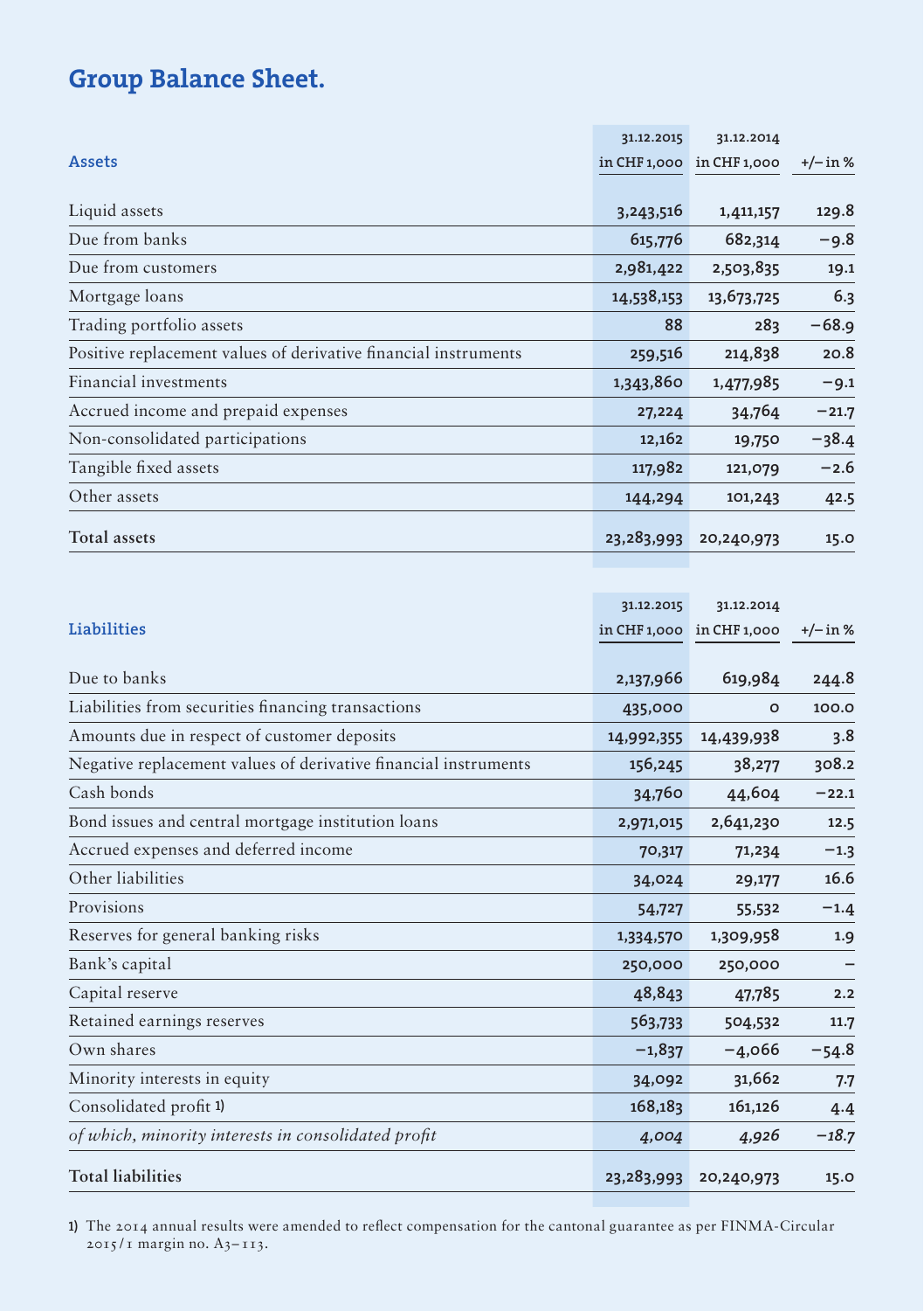# Group Balance Sheet.

| Assets | 31.12.2015 in CHF 1,000 | 31.12.2014 in CHF 1,000 | +/– in % |
|---|---|---|---|
| Liquid assets | 3,243,516 | 1,411,157 | 129.8 |
| Due from banks | 615,776 | 682,314 | −9.8 |
| Due from customers | 2,981,422 | 2,503,835 | 19.1 |
| Mortgage loans | 14,538,153 | 13,673,725 | 6.3 |
| Trading portfolio assets | 88 | 283 | −68.9 |
| Positive replacement values of derivative financial instruments | 259,516 | 214,838 | 20.8 |
| Financial investments | 1,343,860 | 1,477,985 | −9.1 |
| Accrued income and prepaid expenses | 27,224 | 34,764 | −21.7 |
| Non-consolidated participations | 12,162 | 19,750 | −38.4 |
| Tangible fixed assets | 117,982 | 121,079 | −2.6 |
| Other assets | 144,294 | 101,243 | 42.5 |
| **Total assets** | **23,283,993** | **20,240,973** | **15.0** |

| Liabilities | 31.12.2015 in CHF 1,000 | 31.12.2014 in CHF 1,000 | +/– in % |
|---|---|---|---|
| Due to banks | 2,137,966 | 619,984 | 244.8 |
| Liabilities from securities financing transactions | 435,000 | 0 | 100.0 |
| Amounts due in respect of customer deposits | 14,992,355 | 14,439,938 | 3.8 |
| Negative replacement values of derivative financial instruments | 156,245 | 38,277 | 308.2 |
| Cash bonds | 34,760 | 44,604 | −22.1 |
| Bond issues and central mortgage institution loans | 2,971,015 | 2,641,230 | 12.5 |
| Accrued expenses and deferred income | 70,317 | 71,234 | −1.3 |
| Other liabilities | 34,024 | 29,177 | 16.6 |
| Provisions | 54,727 | 55,532 | −1.4 |
| Reserves for general banking risks | 1,334,570 | 1,309,958 | 1.9 |
| Bank's capital | 250,000 | 250,000 | – |
| Capital reserve | 48,843 | 47,785 | 2.2 |
| Retained earnings reserves | 563,733 | 504,532 | 11.7 |
| Own shares | −1,837 | −4,066 | −54.8 |
| Minority interests in equity | 34,092 | 31,662 | 7.7 |
| Consolidated profit 1) | 168,183 | 161,126 | 4.4 |
| *of which, minority interests in consolidated profit* | *4,004* | *4,926* | *−18.7* |
| **Total liabilities** | **23,283,993** | **20,240,973** | **15.0** |

1) The 2014 annual results were amended to reflect compensation for the cantonal guarantee as per FINMA-Circular 2015/1 margin no. A3–113.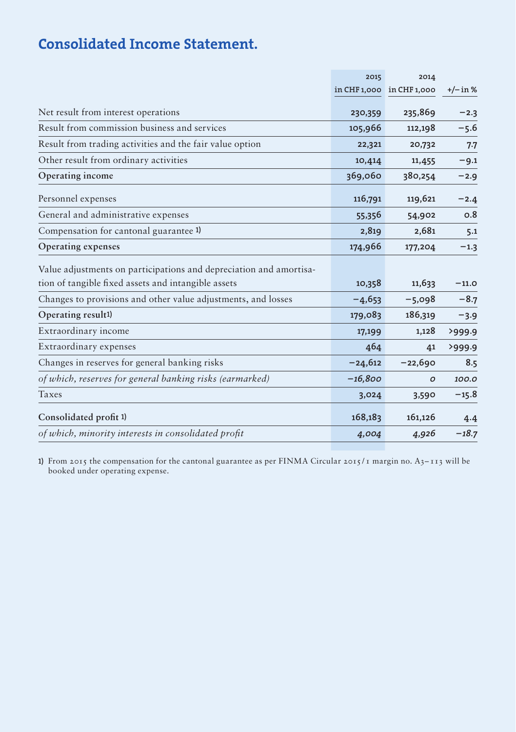# Consolidated Income Statement.

| | 2015 in CHF 1,000 | 2014 in CHF 1,000 | +/– in % |
|---|---|---|---|
| Net result from interest operations | 230,359 | 235,869 | −2.3 |
| Result from commission business and services | 105,966 | 112,198 | −5.6 |
| Result from trading activities and the fair value option | 22,321 | 20,732 | 7.7 |
| Other result from ordinary activities | 10,414 | 11,455 | −9.1 |
| **Operating income** | 369,060 | 380,254 | −2.9 |
| Personnel expenses | 116,791 | 119,621 | −2.4 |
| General and administrative expenses | 55,356 | 54,902 | 0.8 |
| Compensation for cantonal guarantee 1) | 2,819 | 2,681 | 5.1 |
| **Operating expenses** | 174,966 | 177,204 | −1.3 |
| Value adjustments on participations and depreciation and amortisation of tangible fixed assets and intangible assets | 10,358 | 11,633 | −11.0 |
| Changes to provisions and other value adjustments, and losses | −4,653 | −5,098 | −8.7 |
| **Operating result 1)** | 179,083 | 186,319 | −3.9 |
| Extraordinary income | 17,199 | 1,128 | >999.9 |
| Extraordinary expenses | 464 | 41 | >999.9 |
| Changes in reserves for general banking risks | −24,612 | −22,690 | 8.5 |
| *of which, reserves for general banking risks (earmarked)* | *−16,800* | *0* | *100.0* |
| Taxes | 3,024 | 3,590 | −15.8 |
| **Consolidated profit 1)** | 168,183 | 161,126 | 4.4 |
| *of which, minority interests in consolidated profit* | *4,004* | *4,926* | *−18.7* |

1) From 2015 the compensation for the cantonal guarantee as per FINMA Circular 2015/1 margin no. A3–113 will be booked under operating expense.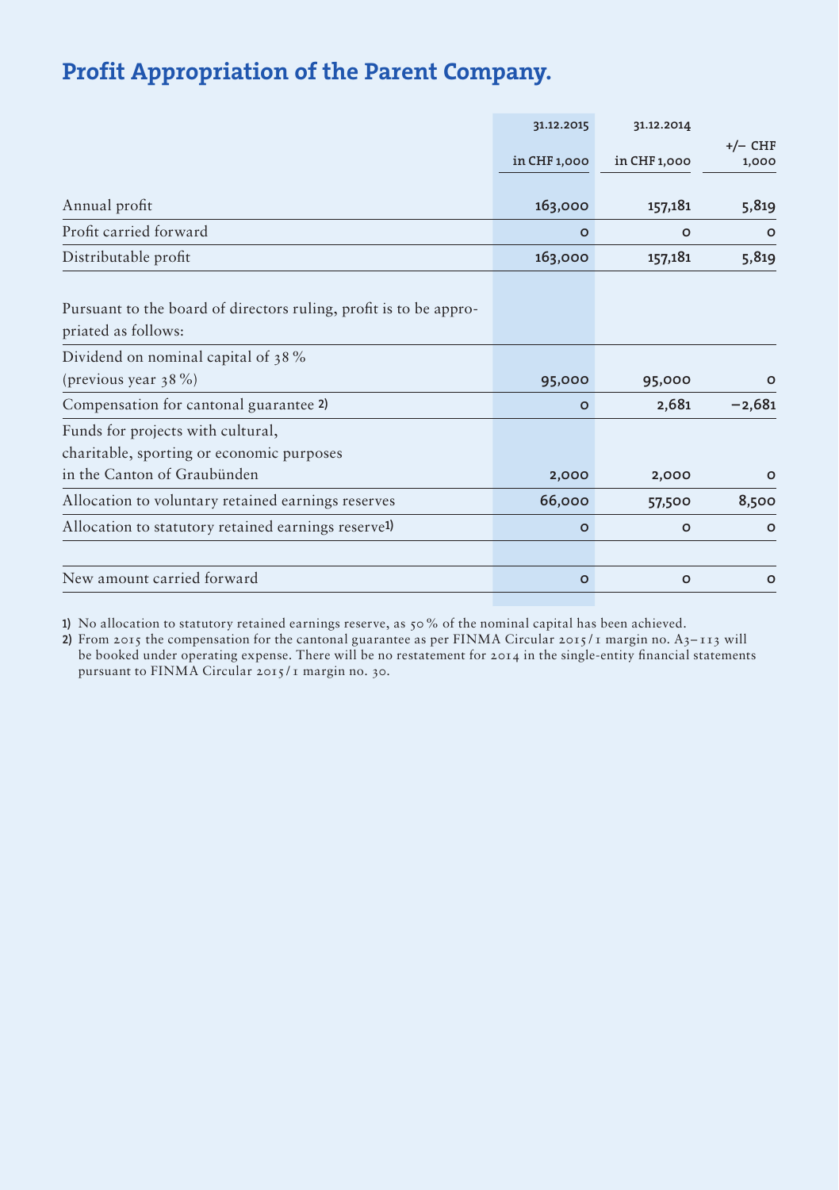# Profit Appropriation of the Parent Company.

| | 31.12.2015<br>in CHF 1,000 | 31.12.2014<br>in CHF 1,000 | +/– CHF 1,000 |
|---|---|---|---|
| Annual profit | **163,000** | **157,181** | **5,819** |
| Profit carried forward | **0** | **0** | **0** |
| Distributable profit | **163,000** | **157,181** | **5,819** |
| Pursuant to the board of directors ruling, profit is to be appropriated as follows: | | | |
| Dividend on nominal capital of 38 % (previous year 38 %) | **95,000** | **95,000** | **0** |
| Compensation for cantonal guarantee [2)] | **0** | **2,681** | **–2,681** |
| Funds for projects with cultural, charitable, sporting or economic purposes in the Canton of Graubünden | **2,000** | **2,000** | **0** |
| Allocation to voluntary retained earnings reserves | **66,000** | **57,500** | **8,500** |
| Allocation to statutory retained earnings reserve[1)] | **0** | **0** | **0** |
| New amount carried forward | **0** | **0** | **0** |

**1)** No allocation to statutory retained earnings reserve, as 50 % of the nominal capital has been achieved.

**2)** From 2015 the compensation for the cantonal guarantee as per FINMA Circular 2015 / 1 margin no. A3–113 will be booked under operating expense. There will be no restatement for 2014 in the single-entity financial statements pursuant to FINMA Circular 2015 / 1 margin no. 30.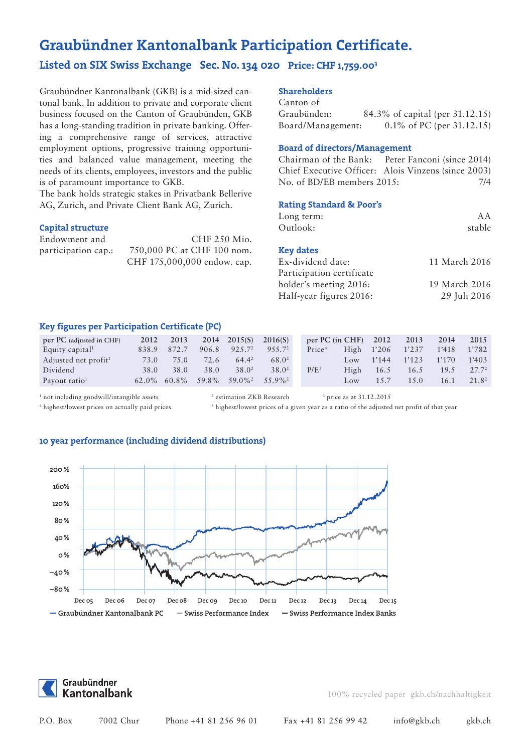# Graubündner Kantonalbank Participation Certificate.

## Listed on SIX Swiss Exchange Sec. No. 134 020 Price: CHF 1,759.00[3]

Graubündner Kantonalbank (GKB) is a mid-sized cantonal bank. In addition to private and corporate client business focused on the Canton of Graubünden, GKB has a long-standing tradition in private banking. Offering a comprehensive range of services, attractive employment options, progressive training opportunities and balanced value management, meeting the needs of its clients, employees, investors and the public is of paramount importance to GKB.
The bank holds strategic stakes in Privatbank Bellerive AG, Zurich, and Private Client Bank AG, Zurich.

### Capital structure

| | |
|---|---|
| Endowment and participation cap.: | CHF 250 Mio. |
| | 750,000 PC at CHF 100 nom. |
| | CHF 175,000,000 endow. cap. |

### Shareholders

| | |
|---|---|
| Canton of Graubünden: | 84.3% of capital (per 31.12.15) |
| Board/Management: | 0.1% of PC (per 31.12.15) |

### Board of directors/Management

| | |
|---|---|
| Chairman of the Bank: | Peter Fanconi (since 2014) |
| Chief Executive Officer: | Alois Vinzens (since 2003) |
| No. of BD/EB members 2015: | 7/4 |

### Rating Standard & Poor's

| | |
|---|---|
| Long term: | AA |
| Outlook: | stable |

### Key dates

| | |
|---|---|
| Ex-dividend date: | 11 March 2016 |
| Participation certificate holder's meeting 2016: | 19 March 2016 |
| Half-year figures 2016: | 29 Juli 2016 |

### Key figures per Participation Certificate (PC)

| per PC (adjusted in CHF) | 2012 | 2013 | 2014 | 2015(S) | 2016(S) |
|---|---|---|---|---|---|
| Equity capital[1] | 838.9 | 872.7 | 906.8 | 925.7[2] | 955.7[2] |
| Adjusted net profit[1] | 73.0 | 75.0 | 72.6 | 64.4[2] | 68.0[2] |
| Dividend | 38.0 | 38.0 | 38.0 | 38.0[2] | 38.0[2] |
| Payout ratio[1] | 62.0% | 60.8% | 59.8% | 59.0%[2] | 55.9%[2] |

| per PC (in CHF) | | 2012 | 2013 | 2014 | 2015 |
|---|---|---|---|---|---|
| Price[4] | High | 1'206 | 1'237 | 1'418 | 1'782 |
| | Low | 1'144 | 1'123 | 1'170 | 1'403 |
| P/E[5] | High | 16.5 | 16.5 | 19.5 | 27.7[2] |
| | Low | 15.7 | 15.0 | 16.1 | 21.8[2] |

[1] not including goodwill/intangible assets
[2] estimation ZKB Research
[3] price as at 31.12.2015
[4] highest/lowest prices on actually paid prices
[5] highest/lowest prices of a given year as a ratio of the adjusted net profit of that year

### 10 year performance (including dividend distributions)

200 %
160%
120 %
80 %
40 %
0 %
−40 %
−80 %

Dec 05 Dec 06 Dec 07 Dec 08 Dec 09 Dec 10 Dec 11 Dec 12 Dec 13 Dec 14 Dec 15

— Graubündner Kantonalbank PC — Swiss Performance Index — Swiss Performance Index Banks

Graubündner Kantonalbank

100% recycled paper gkb.ch/nachhaltigkeit

P.O. Box 7002 Chur Phone +41 81 256 96 01 Fax +41 81 256 99 42 info@gkb.ch gkb.ch